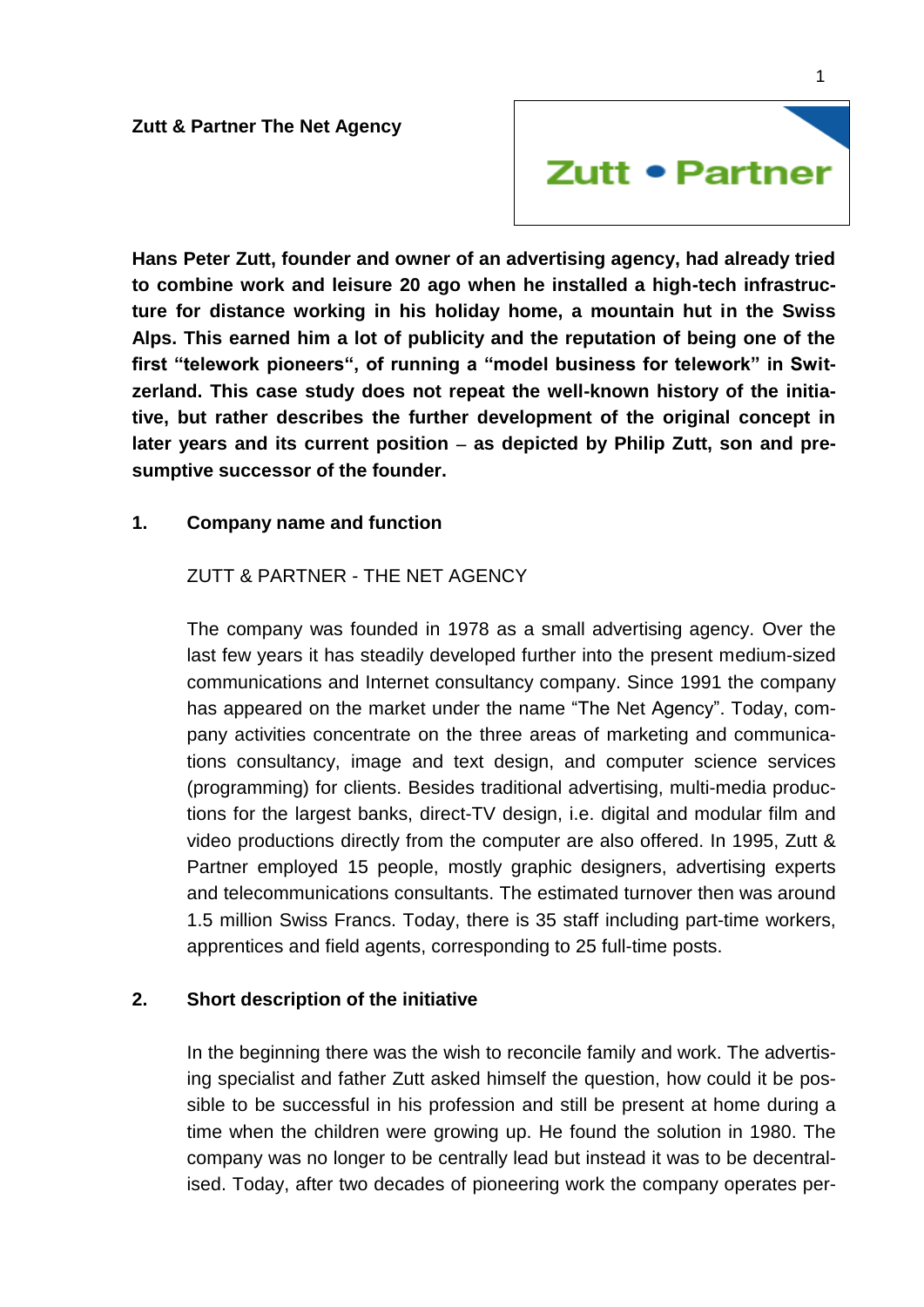**Zutt & Partner The Net Agency**

**Hans Peter Zutt, founder and owner of an advertising agency, had already tried to combine work and leisure 20 ago when he installed a high-tech infrastructure for distance working in his holiday home, a mountain hut in the Swiss Alps. This earned him a lot of publicity and the reputation of being one of the first "telework pioneers", of running a "model business for telework" in Switzerland. This case study does not repeat the well-known history of the initiative, but rather describes the further development of the original concept in later years and its current position – as depicted by Philip Zutt, son and presumptive successor of the founder.**

## 1. Company name and function

ZUTT & PARTNER - THE NET AGENCY

The company was founded in 1978 as a small advertising agency. Over the last few years it has steadily developed further into the present medium-sized communications and Internet consultancy company. Since 1991 the company has appeared on the market under the name "The Net Agency". Today, company activities concentrate on the three areas of marketing and communications consultancy, image and text design, and computer science services (programming) for clients. Besides traditional advertising, multi-media productions for the largest banks, direct-TV design, i.e. digital and modular film and video productions directly from the computer are also offered. In 1995, Zutt & Partner employed 15 people, mostly graphic designers, advertising experts and telecommunications consultants. The estimated turnover then was around 1.5 million Swiss Francs. Today, there is 35 staff including part-time workers, apprentices and field agents, corresponding to 25 full-time posts.

## 2. Short description of the initiative

In the beginning there was the wish to reconcile family and work. The advertising specialist and father Zutt asked himself the question, how could it be possible to be successful in his profession and still be present at home during a time when the children were growing up. He found the solution in 1980. The company was no longer to be centrally lead but instead it was to be decentralised. Today, after two decades of pioneering work the company operates per-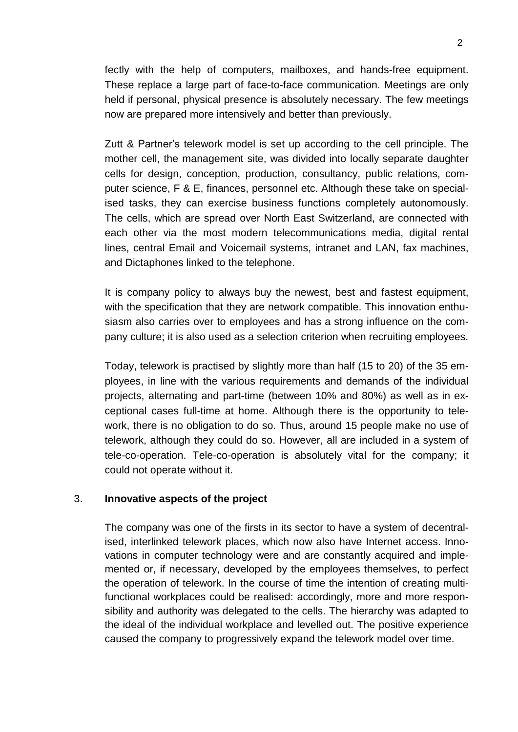fectly with the help of computers, mailboxes, and hands-free equipment. These replace a large part of face-to-face communication. Meetings are only held if personal, physical presence is absolutely necessary. The few meetings now are prepared more intensively and better than previously.

Zutt & Partner's telework model is set up according to the cell principle. The mother cell, the management site, was divided into locally separate daughter cells for design, conception, production, consultancy, public relations, computer science, F & E, finances, personnel etc. Although these take on specialised tasks, they can exercise business functions completely autonomously. The cells, which are spread over North East Switzerland, are connected with each other via the most modern telecommunications media, digital rental lines, central Email and Voicemail systems, intranet and LAN, fax machines, and Dictaphones linked to the telephone.

It is company policy to always buy the newest, best and fastest equipment, with the specification that they are network compatible. This innovation enthusiasm also carries over to employees and has a strong influence on the company culture; it is also used as a selection criterion when recruiting employees.

Today, telework is practised by slightly more than half (15 to 20) of the 35 employees, in line with the various requirements and demands of the individual projects, alternating and part-time (between 10% and 80%) as well as in exceptional cases full-time at home. Although there is the opportunity to telework, there is no obligation to do so. Thus, around 15 people make no use of telework, although they could do so. However, all are included in a system of tele-co-operation. Tele-co-operation is absolutely vital for the company; it could not operate without it.

## 3. **Innovative aspects of the project**

The company was one of the firsts in its sector to have a system of decentralised, interlinked telework places, which now also have Internet access. Innovations in computer technology were and are constantly acquired and implemented or, if necessary, developed by the employees themselves, to perfect the operation of telework. In the course of time the intention of creating multifunctional workplaces could be realised: accordingly, more and more responsibility and authority was delegated to the cells. The hierarchy was adapted to the ideal of the individual workplace and levelled out. The positive experience caused the company to progressively expand the telework model over time.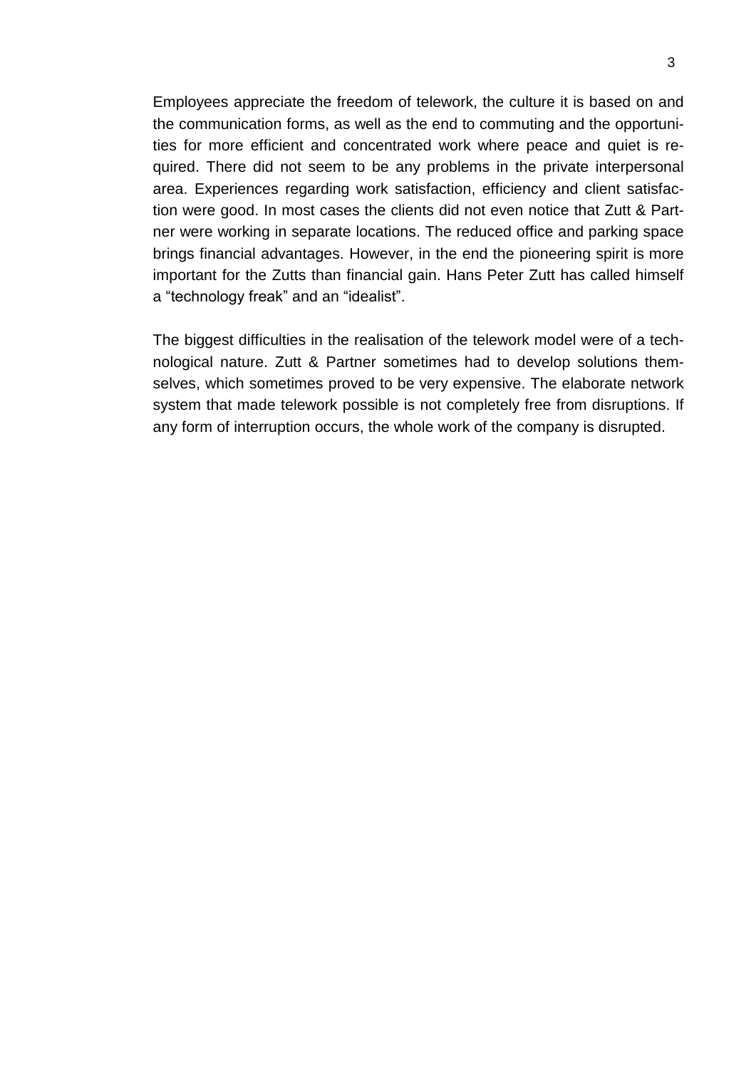Employees appreciate the freedom of telework, the culture it is based on and the communication forms, as well as the end to commuting and the opportunities for more efficient and concentrated work where peace and quiet is required. There did not seem to be any problems in the private interpersonal area. Experiences regarding work satisfaction, efficiency and client satisfaction were good. In most cases the clients did not even notice that Zutt & Partner were working in separate locations. The reduced office and parking space brings financial advantages. However, in the end the pioneering spirit is more important for the Zutts than financial gain. Hans Peter Zutt has called himself a "technology freak" and an "idealist".

The biggest difficulties in the realisation of the telework model were of a technological nature. Zutt & Partner sometimes had to develop solutions themselves, which sometimes proved to be very expensive. The elaborate network system that made telework possible is not completely free from disruptions. If any form of interruption occurs, the whole work of the company is disrupted.